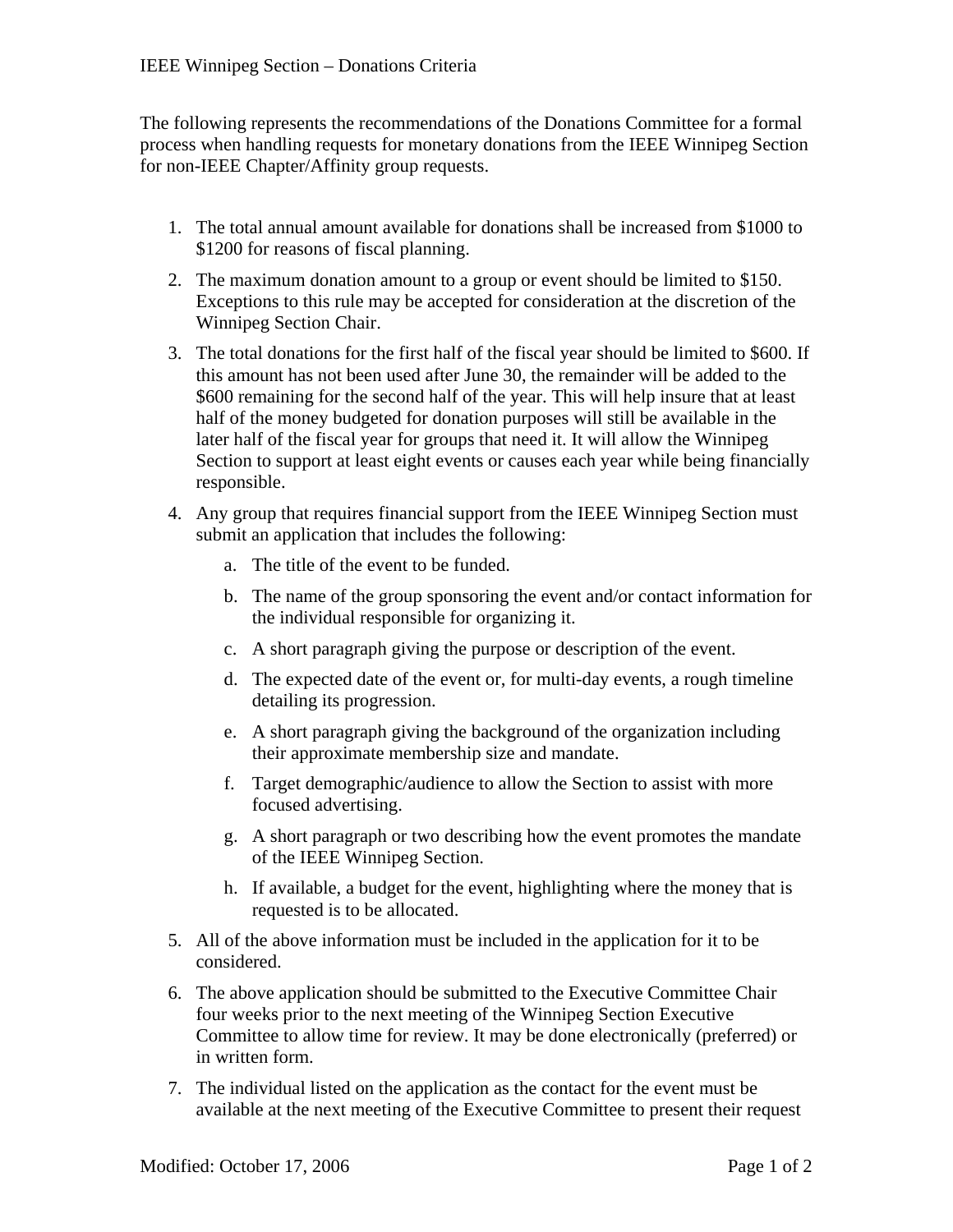# IEEE Winnipeg Section – Donations Criteria

The following represents the recommendations of the Donations Committee for a formal process when handling requests for monetary donations from the IEEE Winnipeg Section for non-IEEE Chapter/Affinity group requests.

1. The total annual amount available for donations shall be increased from $1000 to $1200 for reasons of fiscal planning.
2. The maximum donation amount to a group or event should be limited to $150. Exceptions to this rule may be accepted for consideration at the discretion of the Winnipeg Section Chair.
3. The total donations for the first half of the fiscal year should be limited to $600. If this amount has not been used after June 30, the remainder will be added to the $600 remaining for the second half of the year. This will help insure that at least half of the money budgeted for donation purposes will still be available in the later half of the fiscal year for groups that need it. It will allow the Winnipeg Section to support at least eight events or causes each year while being financially responsible.
4. Any group that requires financial support from the IEEE Winnipeg Section must submit an application that includes the following:
   a. The title of the event to be funded.
   b. The name of the group sponsoring the event and/or contact information for the individual responsible for organizing it.
   c. A short paragraph giving the purpose or description of the event.
   d. The expected date of the event or, for multi-day events, a rough timeline detailing its progression.
   e. A short paragraph giving the background of the organization including their approximate membership size and mandate.
   f. Target demographic/audience to allow the Section to assist with more focused advertising.
   g. A short paragraph or two describing how the event promotes the mandate of the IEEE Winnipeg Section.
   h. If available, a budget for the event, highlighting where the money that is requested is to be allocated.
5. All of the above information must be included in the application for it to be considered.
6. The above application should be submitted to the Executive Committee Chair four weeks prior to the next meeting of the Winnipeg Section Executive Committee to allow time for review. It may be done electronically (preferred) or in written form.
7. The individual listed on the application as the contact for the event must be available at the next meeting of the Executive Committee to present their request

Modified: October 17, 2006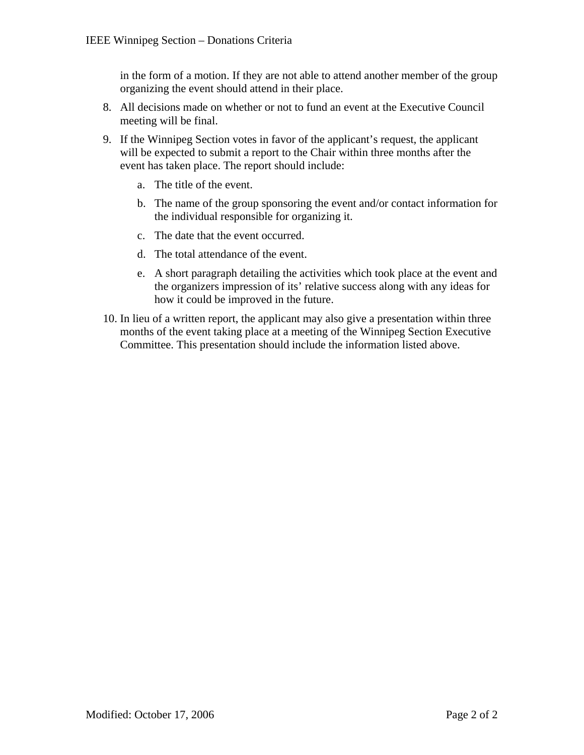in the form of a motion. If they are not able to attend another member of the group organizing the event should attend in their place.

8. All decisions made on whether or not to fund an event at the Executive Council meeting will be final.
9. If the Winnipeg Section votes in favor of the applicant's request, the applicant will be expected to submit a report to the Chair within three months after the event has taken place. The report should include:
   a. The title of the event.
   b. The name of the group sponsoring the event and/or contact information for the individual responsible for organizing it.
   c. The date that the event occurred.
   d. The total attendance of the event.
   e. A short paragraph detailing the activities which took place at the event and the organizers impression of its' relative success along with any ideas for how it could be improved in the future.
10. In lieu of a written report, the applicant may also give a presentation within three months of the event taking place at a meeting of the Winnipeg Section Executive Committee. This presentation should include the information listed above.